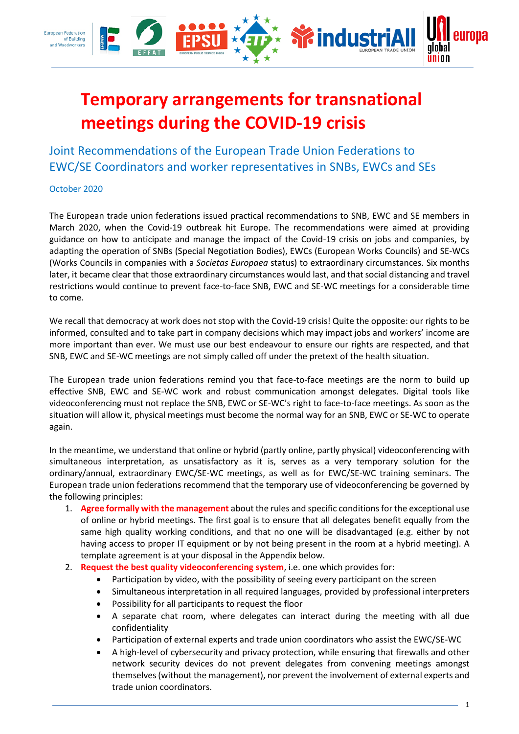# Temporary arrangements for transnational meetings during the COVID-19 crisis

## Joint Recommendations of the European Trade Union Federations to EWC/SE Coordinators and worker representatives in SNBs, EWCs and SEs

October 2020

The European trade union federations issued practical recommendations to SNB, EWC and SE members in March 2020, when the Covid-19 outbreak hit Europe. The recommendations were aimed at providing guidance on how to anticipate and manage the impact of the Covid-19 crisis on jobs and companies, by adapting the operation of SNBs (Special Negotiation Bodies), EWCs (European Works Councils) and SE-WCs (Works Councils in companies with a *Societas Europaea* status) to extraordinary circumstances. Six months later, it became clear that those extraordinary circumstances would last, and that social distancing and travel restrictions would continue to prevent face-to-face SNB, EWC and SE-WC meetings for a considerable time to come.

We recall that democracy at work does not stop with the Covid-19 crisis! Quite the opposite: our rights to be informed, consulted and to take part in company decisions which may impact jobs and workers' income are more important than ever. We must use our best endeavour to ensure our rights are respected, and that SNB, EWC and SE-WC meetings are not simply called off under the pretext of the health situation.

The European trade union federations remind you that face-to-face meetings are the norm to build up effective SNB, EWC and SE-WC work and robust communication amongst delegates. Digital tools like videoconferencing must not replace the SNB, EWC or SE-WC's right to face-to-face meetings. As soon as the situation will allow it, physical meetings must become the normal way for an SNB, EWC or SE-WC to operate again.

In the meantime, we understand that online or hybrid (partly online, partly physical) videoconferencing with simultaneous interpretation, as unsatisfactory as it is, serves as a very temporary solution for the ordinary/annual, extraordinary EWC/SE-WC meetings, as well as for EWC/SE-WC training seminars. The European trade union federations recommend that the temporary use of videoconferencing be governed by the following principles:

1. **Agree formally with the management** about the rules and specific conditions for the exceptional use of online or hybrid meetings. The first goal is to ensure that all delegates benefit equally from the same high quality working conditions, and that no one will be disadvantaged (e.g. either by not having access to proper IT equipment or by not being present in the room at a hybrid meeting). A template agreement is at your disposal in the Appendix below.
2. **Request the best quality videoconferencing system**, i.e. one which provides for:
   - Participation by video, with the possibility of seeing every participant on the screen
   - Simultaneous interpretation in all required languages, provided by professional interpreters
   - Possibility for all participants to request the floor
   - A separate chat room, where delegates can interact during the meeting with all due confidentiality
   - Participation of external experts and trade union coordinators who assist the EWC/SE-WC
   - A high-level of cybersecurity and privacy protection, while ensuring that firewalls and other network security devices do not prevent delegates from convening meetings amongst themselves (without the management), nor prevent the involvement of external experts and trade union coordinators.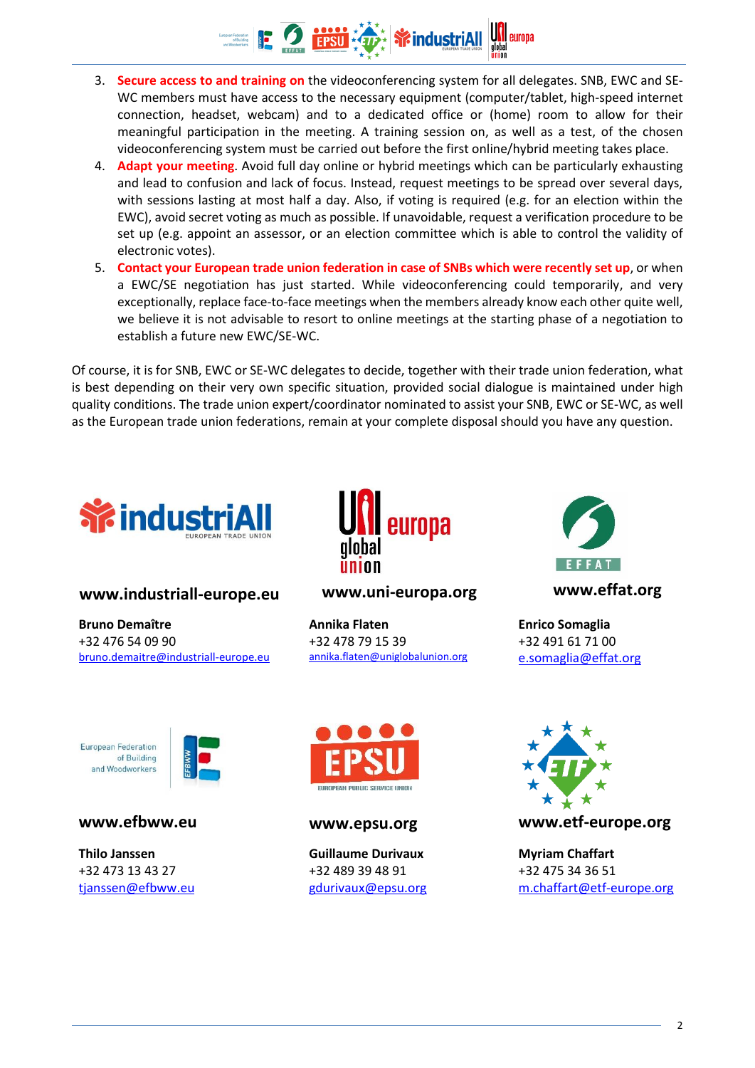3. **Secure access to and training on** the videoconferencing system for all delegates. SNB, EWC and SE-WC members must have access to the necessary equipment (computer/tablet, high-speed internet connection, headset, webcam) and to a dedicated office or (home) room to allow for their meaningful participation in the meeting. A training session on, as well as a test, of the chosen videoconferencing system must be carried out before the first online/hybrid meeting takes place.
4. **Adapt your meeting**. Avoid full day online or hybrid meetings which can be particularly exhausting and lead to confusion and lack of focus. Instead, request meetings to be spread over several days, with sessions lasting at most half a day. Also, if voting is required (e.g. for an election within the EWC), avoid secret voting as much as possible. If unavoidable, request a verification procedure to be set up (e.g. appoint an assessor, or an election committee which is able to control the validity of electronic votes).
5. **Contact your European trade union federation in case of SNBs which were recently set up**, or when a EWC/SE negotiation has just started. While videoconferencing could temporarily, and very exceptionally, replace face-to-face meetings when the members already know each other quite well, we believe it is not advisable to resort to online meetings at the starting phase of a negotiation to establish a future new EWC/SE-WC.

Of course, it is for SNB, EWC or SE-WC delegates to decide, together with their trade union federation, what is best depending on their very own specific situation, provided social dialogue is maintained under high quality conditions. The trade union expert/coordinator nominated to assist your SNB, EWC or SE-WC, as well as the European trade union federations, remain at your complete disposal should you have any question.

**www.industriall-europe.eu**

**Bruno Demaître**
+32 476 54 09 90
bruno.demaitre@industriall-europe.eu

**www.uni-europa.org**

**Annika Flaten**
+32 478 79 15 39
annika.flaten@uniglobalunion.org

**www.effat.org**

**Enrico Somaglia**
+32 491 61 71 00
e.somaglia@effat.org

**www.efbww.eu**

**Thilo Janssen**
+32 473 13 43 27
tjanssen@efbww.eu

**www.epsu.org**

**Guillaume Durivaux**
+32 489 39 48 91
gdurivaux@epsu.org

**www.etf-europe.org**

**Myriam Chaffart**
+32 475 34 36 51
m.chaffart@etf-europe.org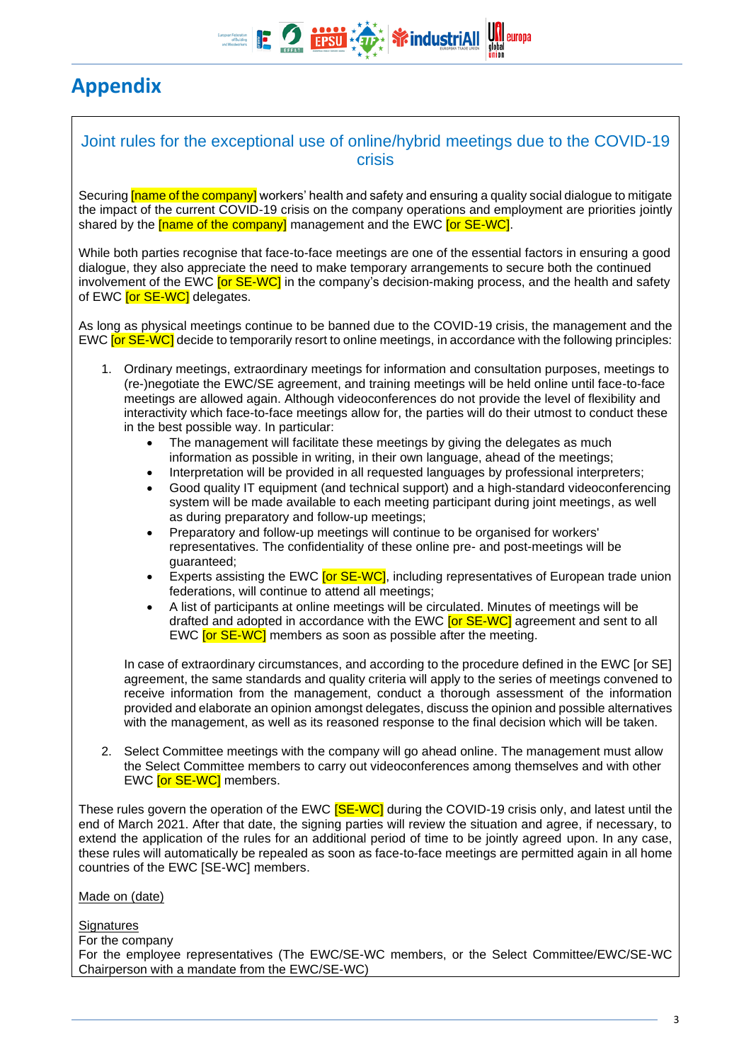# Appendix

## Joint rules for the exceptional use of online/hybrid meetings due to the COVID-19 crisis

Securing [name of the company] workers' health and safety and ensuring a quality social dialogue to mitigate the impact of the current COVID-19 crisis on the company operations and employment are priorities jointly shared by the [name of the company] management and the EWC [or SE-WC].

While both parties recognise that face-to-face meetings are one of the essential factors in ensuring a good dialogue, they also appreciate the need to make temporary arrangements to secure both the continued involvement of the EWC [or SE-WC] in the company's decision-making process, and the health and safety of EWC [or SE-WC] delegates.

As long as physical meetings continue to be banned due to the COVID-19 crisis, the management and the EWC [or SE-WC] decide to temporarily resort to online meetings, in accordance with the following principles:

1. Ordinary meetings, extraordinary meetings for information and consultation purposes, meetings to (re-)negotiate the EWC/SE agreement, and training meetings will be held online until face-to-face meetings are allowed again. Although videoconferences do not provide the level of flexibility and interactivity which face-to-face meetings allow for, the parties will do their utmost to conduct these in the best possible way. In particular:
   - The management will facilitate these meetings by giving the delegates as much information as possible in writing, in their own language, ahead of the meetings;
   - Interpretation will be provided in all requested languages by professional interpreters;
   - Good quality IT equipment (and technical support) and a high-standard videoconferencing system will be made available to each meeting participant during joint meetings, as well as during preparatory and follow-up meetings;
   - Preparatory and follow-up meetings will continue to be organised for workers' representatives. The confidentiality of these online pre- and post-meetings will be guaranteed;
   - Experts assisting the EWC [or SE-WC], including representatives of European trade union federations, will continue to attend all meetings;
   - A list of participants at online meetings will be circulated. Minutes of meetings will be drafted and adopted in accordance with the EWC [or SE-WC] agreement and sent to all EWC [or SE-WC] members as soon as possible after the meeting.

   In case of extraordinary circumstances, and according to the procedure defined in the EWC [or SE] agreement, the same standards and quality criteria will apply to the series of meetings convened to receive information from the management, conduct a thorough assessment of the information provided and elaborate an opinion amongst delegates, discuss the opinion and possible alternatives with the management, as well as its reasoned response to the final decision which will be taken.

2. Select Committee meetings with the company will go ahead online. The management must allow the Select Committee members to carry out videoconferences among themselves and with other EWC [or SE-WC] members.

These rules govern the operation of the EWC [SE-WC] during the COVID-19 crisis only, and latest until the end of March 2021. After that date, the signing parties will review the situation and agree, if necessary, to extend the application of the rules for an additional period of time to be jointly agreed upon. In any case, these rules will automatically be repealed as soon as face-to-face meetings are permitted again in all home countries of the EWC [SE-WC] members.

Made on (date)

Signatures
For the company
For the employee representatives (The EWC/SE-WC members, or the Select Committee/EWC/SE-WC Chairperson with a mandate from the EWC/SE-WC)